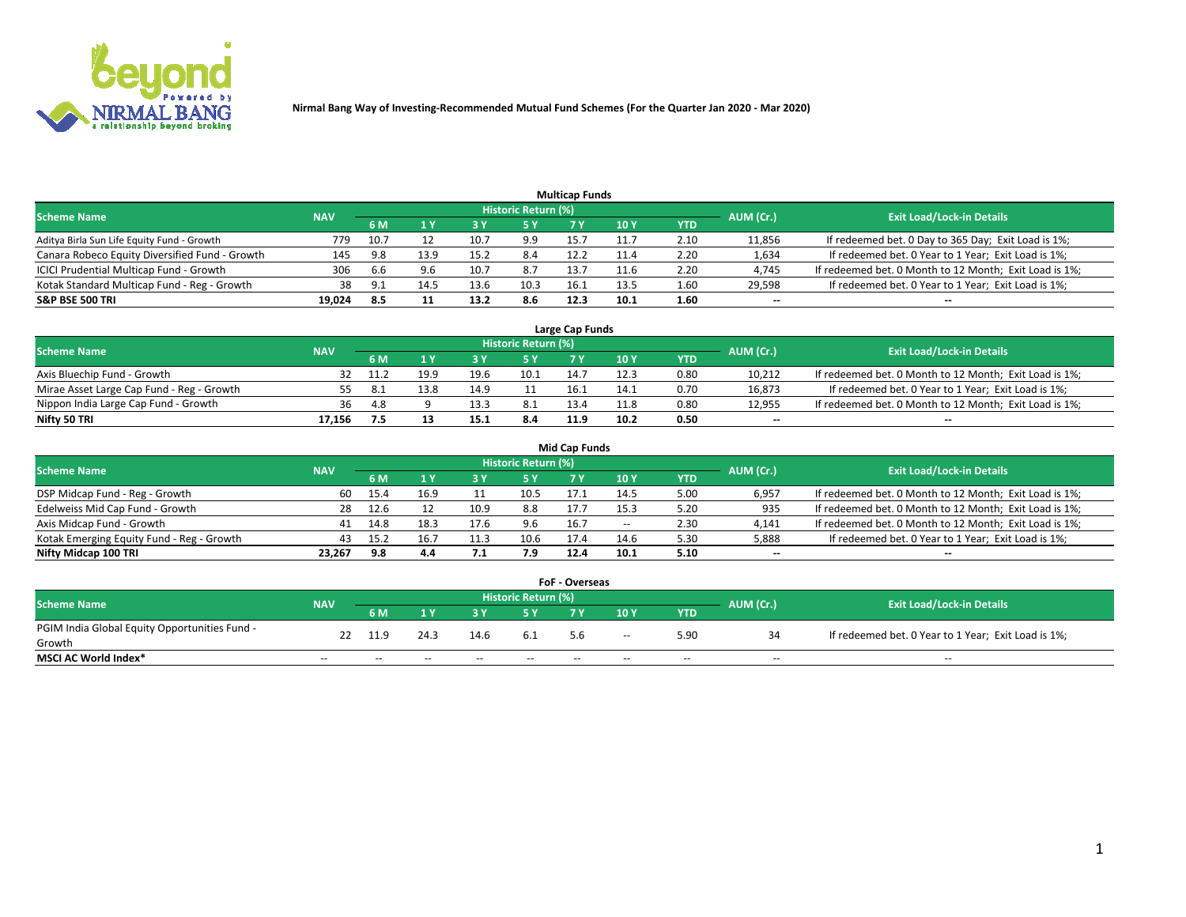**Nirmal Bang Way of Investing-Recommended Mutual Fund Schemes (For the Quarter Jan 2020 - Mar 2020)**

## Multicap Funds

| Scheme Name | NAV | Historic Return (%) | | | | | | | AUM (Cr.) | Exit Load/Lock-in Details |
|---|---|---|---|---|---|---|---|---|---|---|
| | | 6 M | 1 Y | 3 Y | 5 Y | 7 Y | 10 Y | YTD | | |
| Aditya Birla Sun Life Equity Fund - Growth | 779 | 10.7 | 12 | 10.7 | 9.9 | 15.7 | 11.7 | 2.10 | 11,856 | If redeemed bet. 0 Day to 365 Day; Exit Load is 1%; |
| Canara Robeco Equity Diversified Fund - Growth | 145 | 9.8 | 13.9 | 15.2 | 8.4 | 12.2 | 11.4 | 2.20 | 1,634 | If redeemed bet. 0 Year to 1 Year; Exit Load is 1%; |
| ICICI Prudential Multicap Fund - Growth | 306 | 6.6 | 9.6 | 10.7 | 8.7 | 13.7 | 11.6 | 2.20 | 4,745 | If redeemed bet. 0 Month to 12 Month; Exit Load is 1%; |
| Kotak Standard Multicap Fund - Reg - Growth | 38 | 9.1 | 14.5 | 13.6 | 10.3 | 16.1 | 13.5 | 1.60 | 29,598 | If redeemed bet. 0 Year to 1 Year; Exit Load is 1%; |
| **S&P BSE 500 TRI** | **19,024** | **8.5** | **11** | **13.2** | **8.6** | **12.3** | **10.1** | **1.60** | **--** | **--** |

## Large Cap Funds

| Scheme Name | NAV | Historic Return (%) | | | | | | | AUM (Cr.) | Exit Load/Lock-in Details |
|---|---|---|---|---|---|---|---|---|---|---|
| | | 6 M | 1 Y | 3 Y | 5 Y | 7 Y | 10 Y | YTD | | |
| Axis Bluechip Fund - Growth | 32 | 11.2 | 19.9 | 19.6 | 10.1 | 14.7 | 12.3 | 0.80 | 10,212 | If redeemed bet. 0 Month to 12 Month; Exit Load is 1%; |
| Mirae Asset Large Cap Fund - Reg - Growth | 55 | 8.1 | 13.8 | 14.9 | 11 | 16.1 | 14.1 | 0.70 | 16,873 | If redeemed bet. 0 Year to 1 Year; Exit Load is 1%; |
| Nippon India Large Cap Fund - Growth | 36 | 4.8 | 9 | 13.3 | 8.1 | 13.4 | 11.8 | 0.80 | 12,955 | If redeemed bet. 0 Month to 12 Month; Exit Load is 1%; |
| **Nifty 50 TRI** | **17,156** | **7.5** | **13** | **15.1** | **8.4** | **11.9** | **10.2** | **0.50** | **--** | **--** |

## Mid Cap Funds

| Scheme Name | NAV | Historic Return (%) | | | | | | | AUM (Cr.) | Exit Load/Lock-in Details |
|---|---|---|---|---|---|---|---|---|---|---|
| | | 6 M | 1 Y | 3 Y | 5 Y | 7 Y | 10 Y | YTD | | |
| DSP Midcap Fund - Reg - Growth | 60 | 15.4 | 16.9 | 11 | 10.5 | 17.1 | 14.5 | 5.00 | 6,957 | If redeemed bet. 0 Month to 12 Month; Exit Load is 1%; |
| Edelweiss Mid Cap Fund - Growth | 28 | 12.6 | 12 | 10.9 | 8.8 | 17.7 | 15.3 | 5.20 | 935 | If redeemed bet. 0 Month to 12 Month; Exit Load is 1%; |
| Axis Midcap Fund - Growth | 41 | 14.8 | 18.3 | 17.6 | 9.6 | 16.7 | -- | 2.30 | 4,141 | If redeemed bet. 0 Month to 12 Month; Exit Load is 1%; |
| Kotak Emerging Equity Fund - Reg - Growth | 43 | 15.2 | 16.7 | 11.3 | 10.6 | 17.4 | 14.6 | 5.30 | 5,888 | If redeemed bet. 0 Year to 1 Year; Exit Load is 1%; |
| **Nifty Midcap 100 TRI** | **23,267** | **9.8** | **4.4** | **7.1** | **7.9** | **12.4** | **10.1** | **5.10** | **--** | **--** |

## FoF - Overseas

| Scheme Name | NAV | Historic Return (%) | | | | | | | AUM (Cr.) | Exit Load/Lock-in Details |
|---|---|---|---|---|---|---|---|---|---|---|
| | | 6 M | 1 Y | 3 Y | 5 Y | 7 Y | 10 Y | YTD | | |
| PGIM India Global Equity Opportunities Fund - Growth | 22 | 11.9 | 24.3 | 14.6 | 6.1 | 5.6 | -- | 5.90 | 34 | If redeemed bet. 0 Year to 1 Year; Exit Load is 1%; |
| **MSCI AC World Index*** | -- | -- | -- | -- | -- | -- | -- | -- | -- | -- |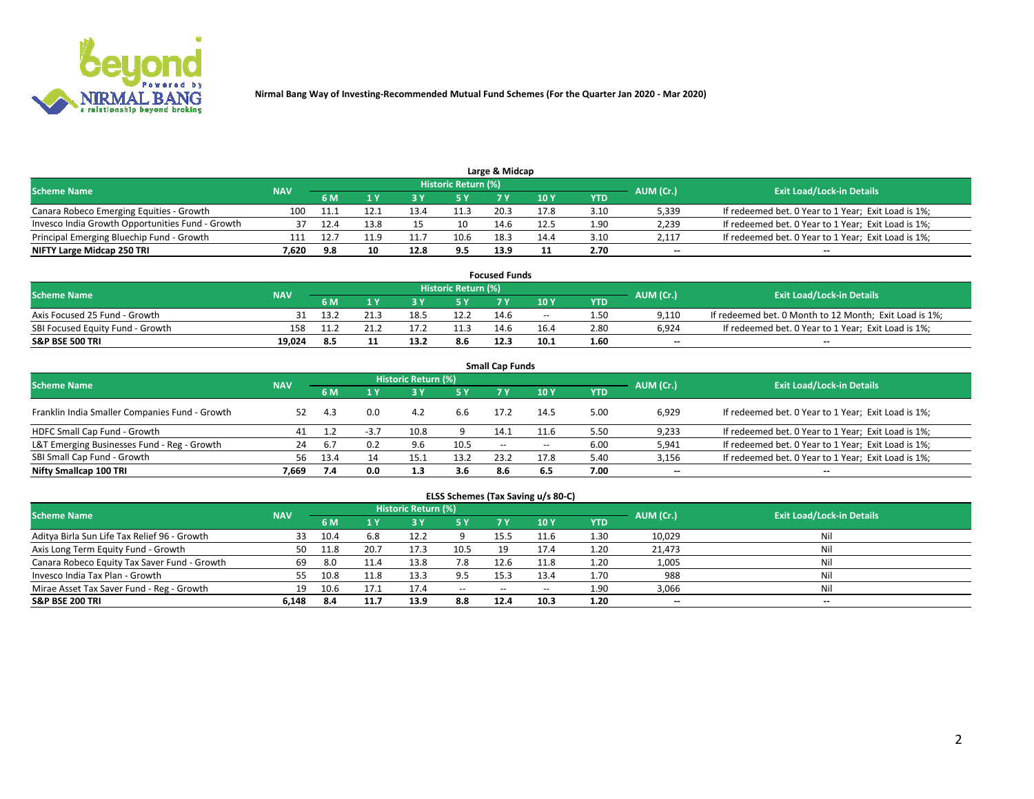Nirmal Bang Way of Investing-Recommended Mutual Fund Schemes (For the Quarter Jan 2020 - Mar 2020)

## Large & Midcap

| Scheme Name | NAV | Historic Return (%) | | | | | | | AUM (Cr.) | Exit Load/Lock-in Details |
|---|---|---|---|---|---|---|---|---|---|---|
| | | 6 M | 1 Y | 3 Y | 5 Y | 7 Y | 10 Y | YTD | | |
| Canara Robeco Emerging Equities - Growth | 100 | 11.1 | 12.1 | 13.4 | 11.3 | 20.3 | 17.8 | 3.10 | 5,339 | If redeemed bet. 0 Year to 1 Year; Exit Load is 1%; |
| Invesco India Growth Opportunities Fund - Growth | 37 | 12.4 | 13.8 | 15 | 10 | 14.6 | 12.5 | 1.90 | 2,239 | If redeemed bet. 0 Year to 1 Year; Exit Load is 1%; |
| Principal Emerging Bluechip Fund - Growth | 111 | 12.7 | 11.9 | 11.7 | 10.6 | 18.3 | 14.4 | 3.10 | 2,117 | If redeemed bet. 0 Year to 1 Year; Exit Load is 1%; |
| **NIFTY Large Midcap 250 TRI** | **7,620** | **9.8** | **10** | **12.8** | **9.5** | **13.9** | **11** | **2.70** | **--** | **--** |

## Focused Funds

| Scheme Name | NAV | Historic Return (%) | | | | | | | AUM (Cr.) | Exit Load/Lock-in Details |
|---|---|---|---|---|---|---|---|---|---|---|
| | | 6 M | 1 Y | 3 Y | 5 Y | 7 Y | 10 Y | YTD | | |
| Axis Focused 25 Fund - Growth | 31 | 13.2 | 21.3 | 18.5 | 12.2 | 14.6 | -- | 1.50 | 9,110 | If redeemed bet. 0 Month to 12 Month; Exit Load is 1%; |
| SBI Focused Equity Fund - Growth | 158 | 11.2 | 21.2 | 17.2 | 11.3 | 14.6 | 16.4 | 2.80 | 6,924 | If redeemed bet. 0 Year to 1 Year; Exit Load is 1%; |
| **S&P BSE 500 TRI** | **19,024** | **8.5** | **11** | **13.2** | **8.6** | **12.3** | **10.1** | **1.60** | **--** | **--** |

## Small Cap Funds

| Scheme Name | NAV | Historic Return (%) | | | | | | | AUM (Cr.) | Exit Load/Lock-in Details |
|---|---|---|---|---|---|---|---|---|---|---|
| | | 6 M | 1 Y | 3 Y | 5 Y | 7 Y | 10 Y | YTD | | |
| Franklin India Smaller Companies Fund - Growth | 52 | 4.3 | 0.0 | 4.2 | 6.6 | 17.2 | 14.5 | 5.00 | 6,929 | If redeemed bet. 0 Year to 1 Year; Exit Load is 1%; |
| HDFC Small Cap Fund - Growth | 41 | 1.2 | -3.7 | 10.8 | 9 | 14.1 | 11.6 | 5.50 | 9,233 | If redeemed bet. 0 Year to 1 Year; Exit Load is 1%; |
| L&T Emerging Businesses Fund - Reg - Growth | 24 | 6.7 | 0.2 | 9.6 | 10.5 | -- | -- | 6.00 | 5,941 | If redeemed bet. 0 Year to 1 Year; Exit Load is 1%; |
| SBI Small Cap Fund - Growth | 56 | 13.4 | 14 | 15.1 | 13.2 | 23.2 | 17.8 | 5.40 | 3,156 | If redeemed bet. 0 Year to 1 Year; Exit Load is 1%; |
| **Nifty Smallcap 100 TRI** | **7,669** | **7.4** | **0.0** | **1.3** | **3.6** | **8.6** | **6.5** | **7.00** | **--** | **--** |

## ELSS Schemes (Tax Saving u/s 80-C)

| Scheme Name | NAV | Historic Return (%) | | | | | | | AUM (Cr.) | Exit Load/Lock-in Details |
|---|---|---|---|---|---|---|---|---|---|---|
| | | 6 M | 1 Y | 3 Y | 5 Y | 7 Y | 10 Y | YTD | | |
| Aditya Birla Sun Life Tax Relief 96 - Growth | 33 | 10.4 | 6.8 | 12.2 | 9 | 15.5 | 11.6 | 1.30 | 10,029 | Nil |
| Axis Long Term Equity Fund - Growth | 50 | 11.8 | 20.7 | 17.3 | 10.5 | 19 | 17.4 | 1.20 | 21,473 | Nil |
| Canara Robeco Equity Tax Saver Fund - Growth | 69 | 8.0 | 11.4 | 13.8 | 7.8 | 12.6 | 11.8 | 1.20 | 1,005 | Nil |
| Invesco India Tax Plan - Growth | 55 | 10.8 | 11.8 | 13.3 | 9.5 | 15.3 | 13.4 | 1.70 | 988 | Nil |
| Mirae Asset Tax Saver Fund - Reg - Growth | 19 | 10.6 | 17.1 | 17.4 | -- | -- | -- | 1.90 | 3,066 | Nil |
| **S&P BSE 200 TRI** | **6,148** | **8.4** | **11.7** | **13.9** | **8.8** | **12.4** | **10.3** | **1.20** | **--** | **--** |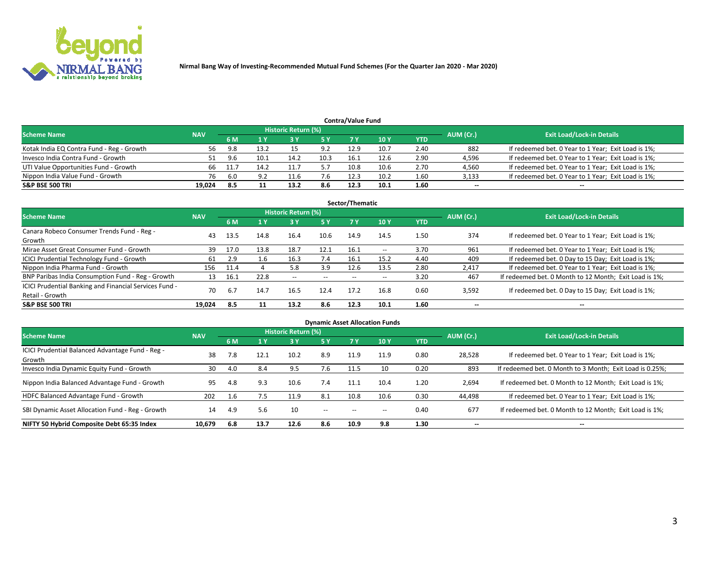Nirmal Bang Way of Investing-Recommended Mutual Fund Schemes (For the Quarter Jan 2020 - Mar 2020)

## Contra/Value Fund

| Scheme Name | NAV | Historic Return (%) | | | | | | | AUM (Cr.) | Exit Load/Lock-in Details |
|---|---|---|---|---|---|---|---|---|---|---|
| | | 6 M | 1 Y | 3 Y | 5 Y | 7 Y | 10 Y | YTD | | |
| Kotak India EQ Contra Fund - Reg - Growth | 56 | 9.8 | 13.2 | 15 | 9.2 | 12.9 | 10.7 | 2.40 | 882 | If redeemed bet. 0 Year to 1 Year; Exit Load is 1%; |
| Invesco India Contra Fund - Growth | 51 | 9.6 | 10.1 | 14.2 | 10.3 | 16.1 | 12.6 | 2.90 | 4,596 | If redeemed bet. 0 Year to 1 Year; Exit Load is 1%; |
| UTI Value Opportunities Fund - Growth | 66 | 11.7 | 14.2 | 11.7 | 5.7 | 10.8 | 10.6 | 2.70 | 4,560 | If redeemed bet. 0 Year to 1 Year; Exit Load is 1%; |
| Nippon India Value Fund - Growth | 76 | 6.0 | 9.2 | 11.6 | 7.6 | 12.3 | 10.2 | 1.60 | 3,133 | If redeemed bet. 0 Year to 1 Year; Exit Load is 1%; |
| **S&P BSE 500 TRI** | **19,024** | **8.5** | **11** | **13.2** | **8.6** | **12.3** | **10.1** | **1.60** | **--** | **--** |

## Sector/Thematic

| Scheme Name | NAV | Historic Return (%) | | | | | | | AUM (Cr.) | Exit Load/Lock-in Details |
|---|---|---|---|---|---|---|---|---|---|---|
| | | 6 M | 1 Y | 3 Y | 5 Y | 7 Y | 10 Y | YTD | | |
| Canara Robeco Consumer Trends Fund - Reg - Growth | 43 | 13.5 | 14.8 | 16.4 | 10.6 | 14.9 | 14.5 | 1.50 | 374 | If redeemed bet. 0 Year to 1 Year; Exit Load is 1%; |
| Mirae Asset Great Consumer Fund - Growth | 39 | 17.0 | 13.8 | 18.7 | 12.1 | 16.1 | -- | 3.70 | 961 | If redeemed bet. 0 Year to 1 Year; Exit Load is 1%; |
| ICICI Prudential Technology Fund - Growth | 61 | 2.9 | 1.6 | 16.3 | 7.4 | 16.1 | 15.2 | 4.40 | 409 | If redeemed bet. 0 Day to 15 Day; Exit Load is 1%; |
| Nippon India Pharma Fund - Growth | 156 | 11.4 | 4 | 5.8 | 3.9 | 12.6 | 13.5 | 2.80 | 2,417 | If redeemed bet. 0 Year to 1 Year; Exit Load is 1%; |
| BNP Paribas India Consumption Fund - Reg - Growth | 13 | 16.1 | 22.8 | -- | -- | -- | -- | 3.20 | 467 | If redeemed bet. 0 Month to 12 Month; Exit Load is 1%; |
| ICICI Prudential Banking and Financial Services Fund - Retail - Growth | 70 | 6.7 | 14.7 | 16.5 | 12.4 | 17.2 | 16.8 | 0.60 | 3,592 | If redeemed bet. 0 Day to 15 Day; Exit Load is 1%; |
| **S&P BSE 500 TRI** | **19,024** | **8.5** | **11** | **13.2** | **8.6** | **12.3** | **10.1** | **1.60** | **--** | **--** |

## Dynamic Asset Allocation Funds

| Scheme Name | NAV | Historic Return (%) | | | | | | | AUM (Cr.) | Exit Load/Lock-in Details |
|---|---|---|---|---|---|---|---|---|---|---|
| | | 6 M | 1 Y | 3 Y | 5 Y | 7 Y | 10 Y | YTD | | |
| ICICI Prudential Balanced Advantage Fund - Reg - Growth | 38 | 7.8 | 12.1 | 10.2 | 8.9 | 11.9 | 11.9 | 0.80 | 28,528 | If redeemed bet. 0 Year to 1 Year; Exit Load is 1%; |
| Invesco India Dynamic Equity Fund - Growth | 30 | 4.0 | 8.4 | 9.5 | 7.6 | 11.5 | 10 | 0.20 | 893 | If redeemed bet. 0 Month to 3 Month; Exit Load is 0.25%; |
| Nippon India Balanced Advantage Fund - Growth | 95 | 4.8 | 9.3 | 10.6 | 7.4 | 11.1 | 10.4 | 1.20 | 2,694 | If redeemed bet. 0 Month to 12 Month; Exit Load is 1%; |
| HDFC Balanced Advantage Fund - Growth | 202 | 1.6 | 7.5 | 11.9 | 8.1 | 10.8 | 10.6 | 0.30 | 44,498 | If redeemed bet. 0 Year to 1 Year; Exit Load is 1%; |
| SBI Dynamic Asset Allocation Fund - Reg - Growth | 14 | 4.9 | 5.6 | 10 | -- | -- | -- | 0.40 | 677 | If redeemed bet. 0 Month to 12 Month; Exit Load is 1%; |
| **NIFTY 50 Hybrid Composite Debt 65:35 Index** | **10,679** | **6.8** | **13.7** | **12.6** | **8.6** | **10.9** | **9.8** | **1.30** | **--** | **--** |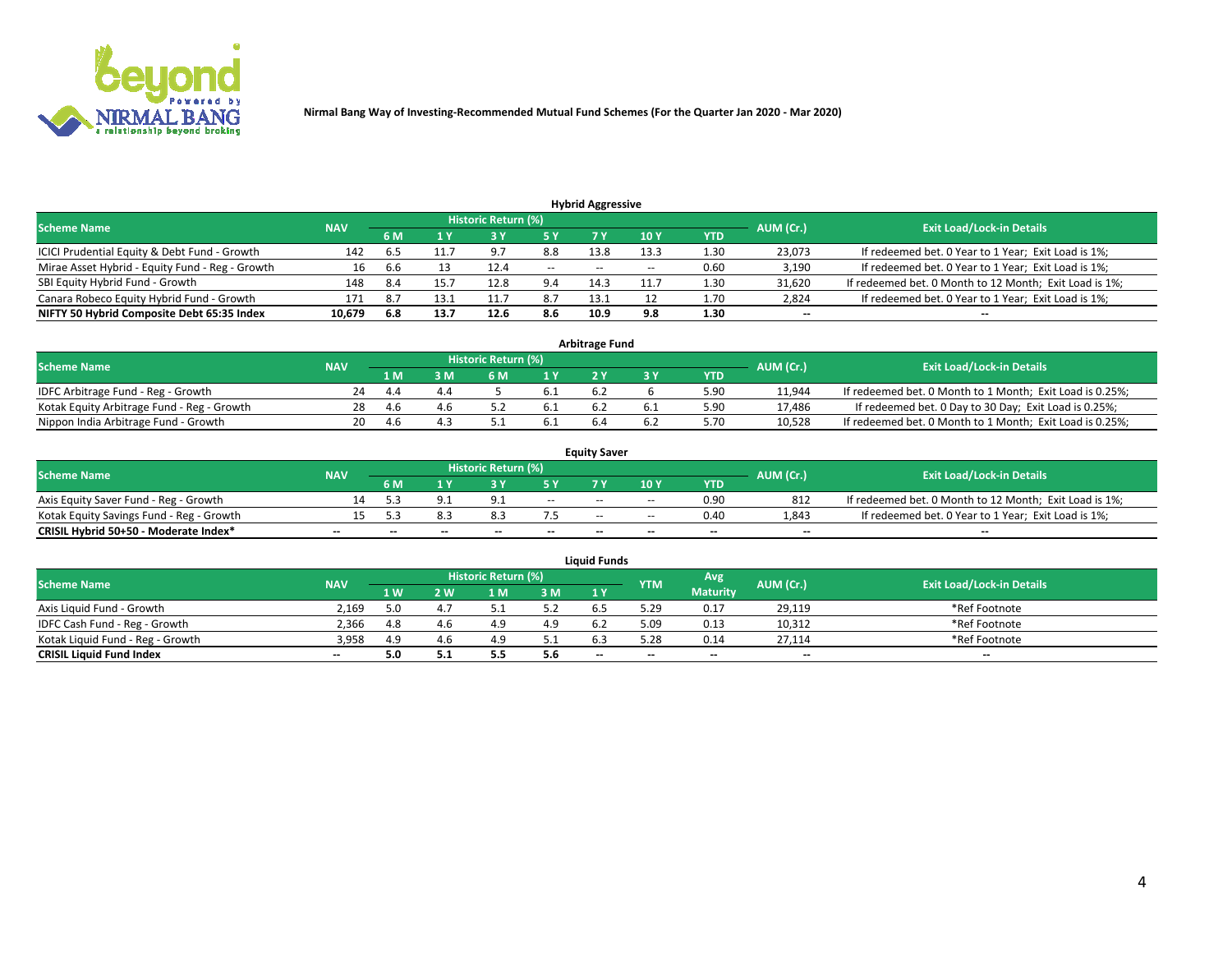Nirmal Bang Way of Investing-Recommended Mutual Fund Schemes (For the Quarter Jan 2020 - Mar 2020)

## Hybrid Aggressive

| Scheme Name | NAV | Historic Return (%) | | | | | | | AUM (Cr.) | Exit Load/Lock-in Details |
|---|---|---|---|---|---|---|---|---|---|---|
| | | 6 M | 1 Y | 3 Y | 5 Y | 7 Y | 10 Y | YTD | | |
| ICICI Prudential Equity & Debt Fund - Growth | 142 | 6.5 | 11.7 | 9.7 | 8.8 | 13.8 | 13.3 | 1.30 | 23,073 | If redeemed bet. 0 Year to 1 Year; Exit Load is 1%; |
| Mirae Asset Hybrid - Equity Fund - Reg - Growth | 16 | 6.6 | 13 | 12.4 | -- | -- | -- | 0.60 | 3,190 | If redeemed bet. 0 Year to 1 Year; Exit Load is 1%; |
| SBI Equity Hybrid Fund - Growth | 148 | 8.4 | 15.7 | 12.8 | 9.4 | 14.3 | 11.7 | 1.30 | 31,620 | If redeemed bet. 0 Month to 12 Month; Exit Load is 1%; |
| Canara Robeco Equity Hybrid Fund - Growth | 171 | 8.7 | 13.1 | 11.7 | 8.7 | 13.1 | 12 | 1.70 | 2,824 | If redeemed bet. 0 Year to 1 Year; Exit Load is 1%; |
| **NIFTY 50 Hybrid Composite Debt 65:35 Index** | **10,679** | **6.8** | **13.7** | **12.6** | **8.6** | **10.9** | **9.8** | **1.30** | **--** | **--** |

## Arbitrage Fund

| Scheme Name | NAV | Historic Return (%) | | | | | | | AUM (Cr.) | Exit Load/Lock-in Details |
|---|---|---|---|---|---|---|---|---|---|---|
| | | 1 M | 3 M | 6 M | 1 Y | 2 Y | 3 Y | YTD | | |
| IDFC Arbitrage Fund - Reg - Growth | 24 | 4.4 | 4.4 | 5 | 6.1 | 6.2 | 6 | 5.90 | 11,944 | If redeemed bet. 0 Month to 1 Month; Exit Load is 0.25%; |
| Kotak Equity Arbitrage Fund - Reg - Growth | 28 | 4.6 | 4.6 | 5.2 | 6.1 | 6.2 | 6.1 | 5.90 | 17,486 | If redeemed bet. 0 Day to 30 Day; Exit Load is 0.25%; |
| Nippon India Arbitrage Fund - Growth | 20 | 4.6 | 4.3 | 5.1 | 6.1 | 6.4 | 6.2 | 5.70 | 10,528 | If redeemed bet. 0 Month to 1 Month; Exit Load is 0.25%; |

## Equity Saver

| Scheme Name | NAV | Historic Return (%) | | | | | | | AUM (Cr.) | Exit Load/Lock-in Details |
|---|---|---|---|---|---|---|---|---|---|---|
| | | 6 M | 1 Y | 3 Y | 5 Y | 7 Y | 10 Y | YTD | | |
| Axis Equity Saver Fund - Reg - Growth | 14 | 5.3 | 9.1 | 9.1 | -- | -- | -- | 0.90 | 812 | If redeemed bet. 0 Month to 12 Month; Exit Load is 1%; |
| Kotak Equity Savings Fund - Reg - Growth | 15 | 5.3 | 8.3 | 8.3 | 7.5 | -- | -- | 0.40 | 1,843 | If redeemed bet. 0 Year to 1 Year; Exit Load is 1%; |
| **CRISIL Hybrid 50+50 - Moderate Index*** | **--** | **--** | **--** | **--** | **--** | **--** | **--** | **--** | **--** | **--** |

## Liquid Funds

| Scheme Name | NAV | Historic Return (%) | | | | | YTM | Avg Maturity | AUM (Cr.) | Exit Load/Lock-in Details |
|---|---|---|---|---|---|---|---|---|---|---|
| | | 1 W | 2 W | 1 M | 3 M | 1 Y | | | | |
| Axis Liquid Fund - Growth | 2,169 | 5.0 | 4.7 | 5.1 | 5.2 | 6.5 | 5.29 | 0.17 | 29,119 | *Ref Footnote |
| IDFC Cash Fund - Reg - Growth | 2,366 | 4.8 | 4.6 | 4.9 | 4.9 | 6.2 | 5.09 | 0.13 | 10,312 | *Ref Footnote |
| Kotak Liquid Fund - Reg - Growth | 3,958 | 4.9 | 4.6 | 4.9 | 5.1 | 6.3 | 5.28 | 0.14 | 27,114 | *Ref Footnote |
| **CRISIL Liquid Fund Index** | **--** | **5.0** | **5.1** | **5.5** | **5.6** | **--** | **--** | **--** | **--** | **--** |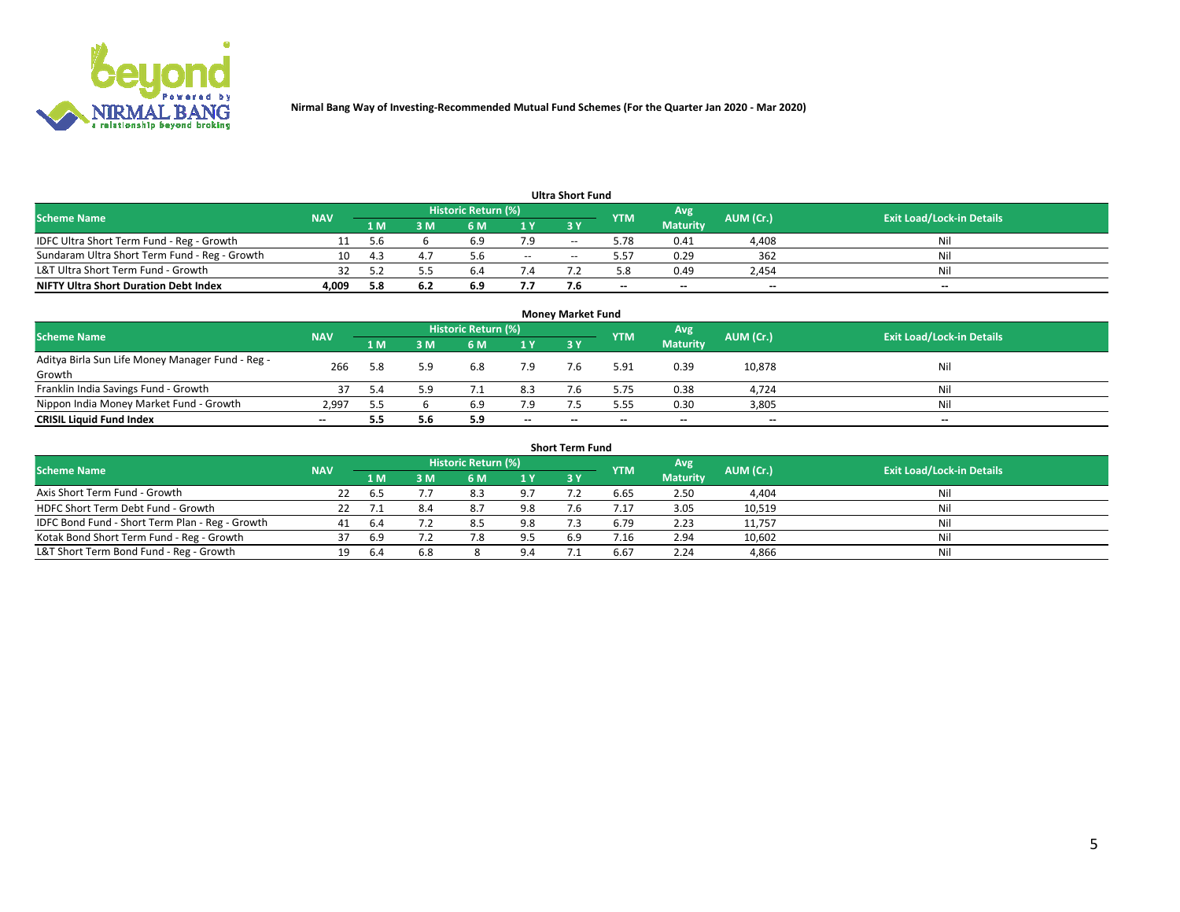Nirmal Bang Way of Investing-Recommended Mutual Fund Schemes (For the Quarter Jan 2020 - Mar 2020)

### Ultra Short Fund

| Scheme Name | NAV | Historic Return (%) | | | | | YTM | Avg Maturity | AUM (Cr.) | Exit Load/Lock-in Details |
|---|---|---|---|---|---|---|---|---|---|---|
| | | 1 M | 3 M | 6 M | 1 Y | 3 Y | | | | |
| IDFC Ultra Short Term Fund - Reg - Growth | 11 | 5.6 | 6 | 6.9 | 7.9 | -- | 5.78 | 0.41 | 4,408 | Nil |
| Sundaram Ultra Short Term Fund - Reg - Growth | 10 | 4.3 | 4.7 | 5.6 | -- | -- | 5.57 | 0.29 | 362 | Nil |
| L&T Ultra Short Term Fund - Growth | 32 | 5.2 | 5.5 | 6.4 | 7.4 | 7.2 | 5.8 | 0.49 | 2,454 | Nil |
| **NIFTY Ultra Short Duration Debt Index** | **4,009** | **5.8** | **6.2** | **6.9** | **7.7** | **7.6** | **--** | **--** | **--** | **--** |

### Money Market Fund

| Scheme Name | NAV | Historic Return (%) | | | | | YTM | Avg Maturity | AUM (Cr.) | Exit Load/Lock-in Details |
|---|---|---|---|---|---|---|---|---|---|---|
| | | 1 M | 3 M | 6 M | 1 Y | 3 Y | | | | |
| Aditya Birla Sun Life Money Manager Fund - Reg - Growth | 266 | 5.8 | 5.9 | 6.8 | 7.9 | 7.6 | 5.91 | 0.39 | 10,878 | Nil |
| Franklin India Savings Fund - Growth | 37 | 5.4 | 5.9 | 7.1 | 8.3 | 7.6 | 5.75 | 0.38 | 4,724 | Nil |
| Nippon India Money Market Fund - Growth | 2,997 | 5.5 | 6 | 6.9 | 7.9 | 7.5 | 5.55 | 0.30 | 3,805 | Nil |
| **CRISIL Liquid Fund Index** | **--** | **5.5** | **5.6** | **5.9** | **--** | **--** | **--** | **--** | **--** | **--** |

### Short Term Fund

| Scheme Name | NAV | Historic Return (%) | | | | | YTM | Avg Maturity | AUM (Cr.) | Exit Load/Lock-in Details |
|---|---|---|---|---|---|---|---|---|---|---|
| | | 1 M | 3 M | 6 M | 1 Y | 3 Y | | | | |
| Axis Short Term Fund - Growth | 22 | 6.5 | 7.7 | 8.3 | 9.7 | 7.2 | 6.65 | 2.50 | 4,404 | Nil |
| HDFC Short Term Debt Fund - Growth | 22 | 7.1 | 8.4 | 8.7 | 9.8 | 7.6 | 7.17 | 3.05 | 10,519 | Nil |
| IDFC Bond Fund - Short Term Plan - Reg - Growth | 41 | 6.4 | 7.2 | 8.5 | 9.8 | 7.3 | 6.79 | 2.23 | 11,757 | Nil |
| Kotak Bond Short Term Fund - Reg - Growth | 37 | 6.9 | 7.2 | 7.8 | 9.5 | 6.9 | 7.16 | 2.94 | 10,602 | Nil |
| L&T Short Term Bond Fund - Reg - Growth | 19 | 6.4 | 6.8 | 8 | 9.4 | 7.1 | 6.67 | 2.24 | 4,866 | Nil |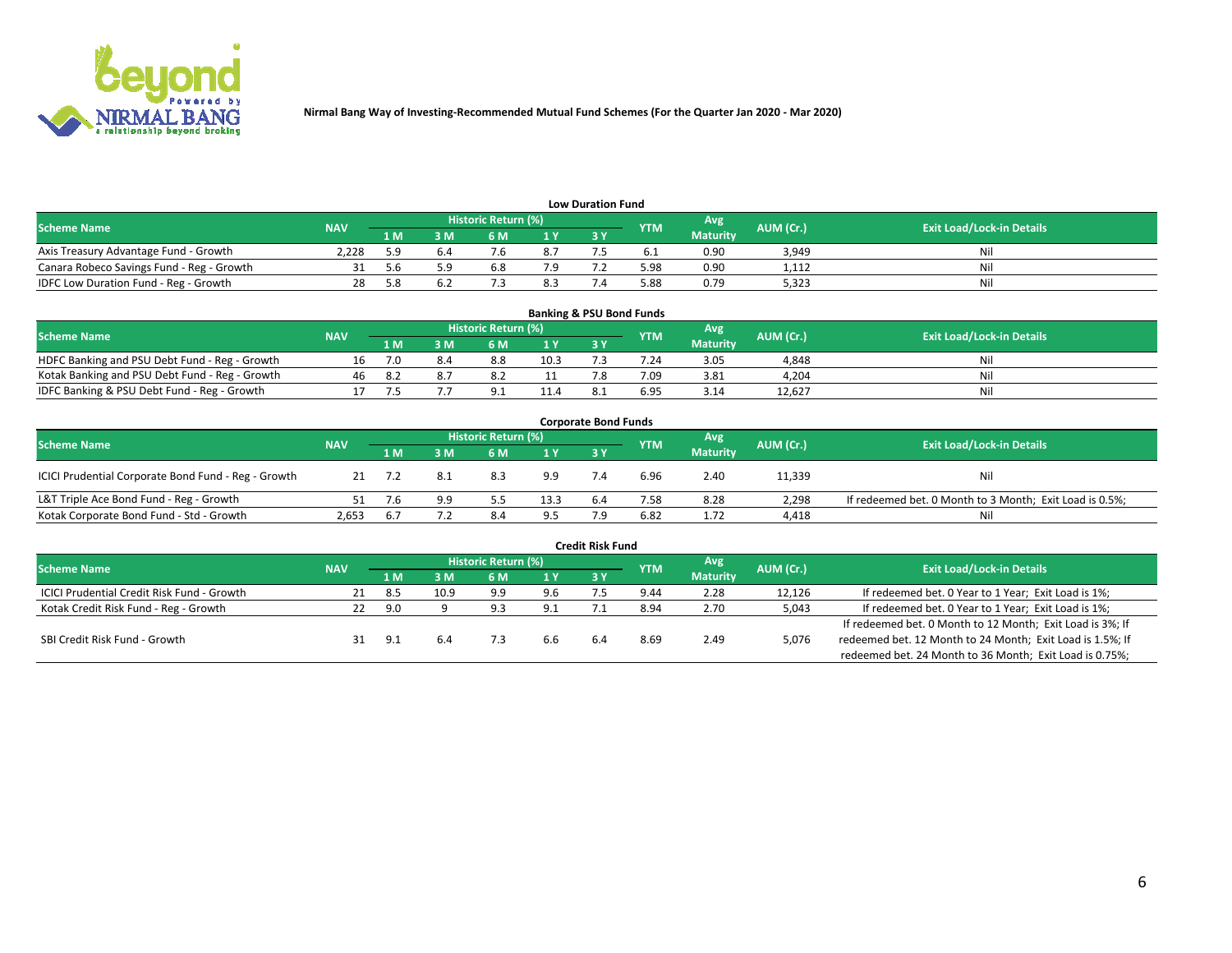Nirmal Bang Way of Investing-Recommended Mutual Fund Schemes (For the Quarter Jan 2020 - Mar 2020)

### Low Duration Fund

| Scheme Name | NAV | Historic Return (%) | | | | | YTM | Avg Maturity | AUM (Cr.) | Exit Load/Lock-in Details |
|---|---|---|---|---|---|---|---|---|---|---|
| | | 1 M | 3 M | 6 M | 1 Y | 3 Y | | | | |
| Axis Treasury Advantage Fund - Growth | 2,228 | 5.9 | 6.4 | 7.6 | 8.7 | 7.5 | 6.1 | 0.90 | 3,949 | Nil |
| Canara Robeco Savings Fund - Reg - Growth | 31 | 5.6 | 5.9 | 6.8 | 7.9 | 7.2 | 5.98 | 0.90 | 1,112 | Nil |
| IDFC Low Duration Fund - Reg - Growth | 28 | 5.8 | 6.2 | 7.3 | 8.3 | 7.4 | 5.88 | 0.79 | 5,323 | Nil |

### Banking & PSU Bond Funds

| Scheme Name | NAV | Historic Return (%) | | | | | YTM | Avg Maturity | AUM (Cr.) | Exit Load/Lock-in Details |
|---|---|---|---|---|---|---|---|---|---|---|
| | | 1 M | 3 M | 6 M | 1 Y | 3 Y | | | | |
| HDFC Banking and PSU Debt Fund - Reg - Growth | 16 | 7.0 | 8.4 | 8.8 | 10.3 | 7.3 | 7.24 | 3.05 | 4,848 | Nil |
| Kotak Banking and PSU Debt Fund - Reg - Growth | 46 | 8.2 | 8.7 | 8.2 | 11 | 7.8 | 7.09 | 3.81 | 4,204 | Nil |
| IDFC Banking & PSU Debt Fund - Reg - Growth | 17 | 7.5 | 7.7 | 9.1 | 11.4 | 8.1 | 6.95 | 3.14 | 12,627 | Nil |

### Corporate Bond Funds

| Scheme Name | NAV | Historic Return (%) | | | | | YTM | Avg Maturity | AUM (Cr.) | Exit Load/Lock-in Details |
|---|---|---|---|---|---|---|---|---|---|---|
| | | 1 M | 3 M | 6 M | 1 Y | 3 Y | | | | |
| ICICI Prudential Corporate Bond Fund - Reg - Growth | 21 | 7.2 | 8.1 | 8.3 | 9.9 | 7.4 | 6.96 | 2.40 | 11,339 | Nil |
| L&T Triple Ace Bond Fund - Reg - Growth | 51 | 7.6 | 9.9 | 5.5 | 13.3 | 6.4 | 7.58 | 8.28 | 2,298 | If redeemed bet. 0 Month to 3 Month; Exit Load is 0.5%; |
| Kotak Corporate Bond Fund - Std - Growth | 2,653 | 6.7 | 7.2 | 8.4 | 9.5 | 7.9 | 6.82 | 1.72 | 4,418 | Nil |

### Credit Risk Fund

| Scheme Name | NAV | Historic Return (%) | | | | | YTM | Avg Maturity | AUM (Cr.) | Exit Load/Lock-in Details |
|---|---|---|---|---|---|---|---|---|---|---|
| | | 1 M | 3 M | 6 M | 1 Y | 3 Y | | | | |
| ICICI Prudential Credit Risk Fund - Growth | 21 | 8.5 | 10.9 | 9.9 | 9.6 | 7.5 | 9.44 | 2.28 | 12,126 | If redeemed bet. 0 Year to 1 Year; Exit Load is 1%; |
| Kotak Credit Risk Fund - Reg - Growth | 22 | 9.0 | 9 | 9.3 | 9.1 | 7.1 | 8.94 | 2.70 | 5,043 | If redeemed bet. 0 Year to 1 Year; Exit Load is 1%; |
| SBI Credit Risk Fund - Growth | 31 | 9.1 | 6.4 | 7.3 | 6.6 | 6.4 | 8.69 | 2.49 | 5,076 | If redeemed bet. 0 Month to 12 Month; Exit Load is 3%; If redeemed bet. 12 Month to 24 Month; Exit Load is 1.5%; If redeemed bet. 24 Month to 36 Month; Exit Load is 0.75%; |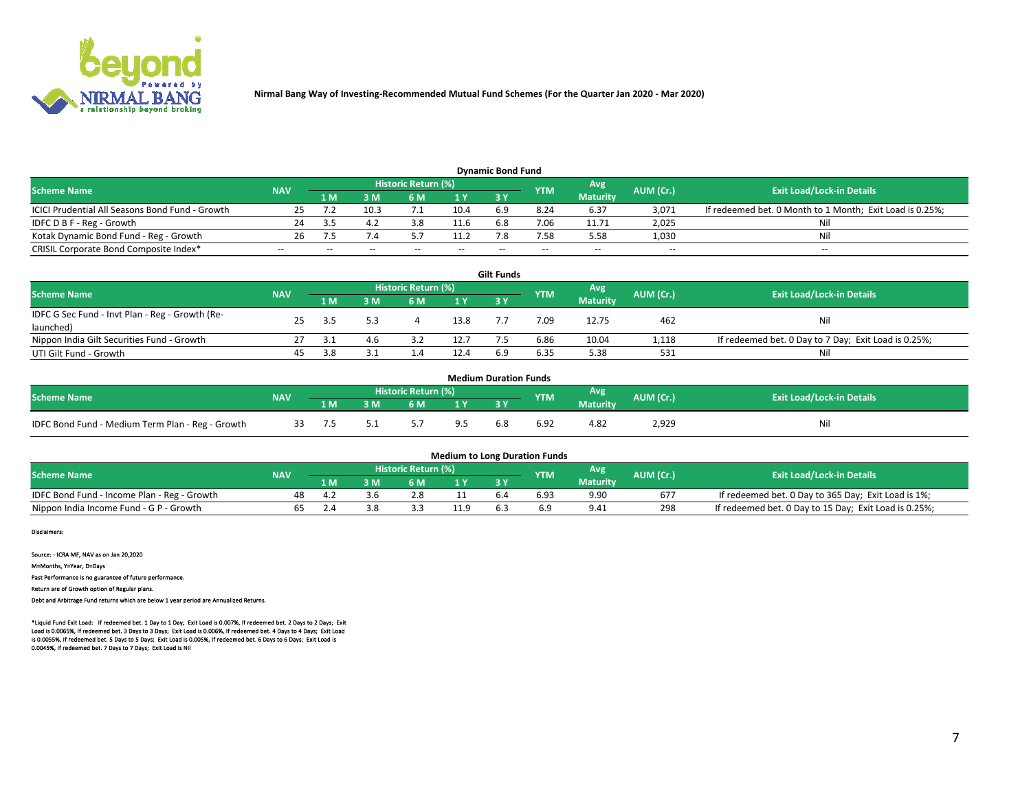Nirmal Bang Way of Investing-Recommended Mutual Fund Schemes (For the Quarter Jan 2020 - Mar 2020)

## Dynamic Bond Fund

| Scheme Name | NAV | Historic Return (%) | | | | | YTM | Avg Maturity | AUM (Cr.) | Exit Load/Lock-in Details |
|---|---|---|---|---|---|---|---|---|---|---|
| | | 1 M | 3 M | 6 M | 1 Y | 3 Y | | | | |
| ICICI Prudential All Seasons Bond Fund - Growth | 25 | 7.2 | 10.3 | 7.1 | 10.4 | 6.9 | 8.24 | 6.37 | 3,071 | If redeemed bet. 0 Month to 1 Month; Exit Load is 0.25%; |
| IDFC D B F - Reg - Growth | 24 | 3.5 | 4.2 | 3.8 | 11.6 | 6.8 | 7.06 | 11.71 | 2,025 | Nil |
| Kotak Dynamic Bond Fund - Reg - Growth | 26 | 7.5 | 7.4 | 5.7 | 11.2 | 7.8 | 7.58 | 5.58 | 1,030 | Nil |
| CRISIL Corporate Bond Composite Index* | -- | -- | -- | -- | -- | -- | -- | -- | -- | -- |

## Gilt Funds

| Scheme Name | NAV | Historic Return (%) | | | | | YTM | Avg Maturity | AUM (Cr.) | Exit Load/Lock-in Details |
|---|---|---|---|---|---|---|---|---|---|---|
| | | 1 M | 3 M | 6 M | 1 Y | 3 Y | | | | |
| IDFC G Sec Fund - Invt Plan - Reg - Growth (Re-launched) | 25 | 3.5 | 5.3 | 4 | 13.8 | 7.7 | 7.09 | 12.75 | 462 | Nil |
| Nippon India Gilt Securities Fund - Growth | 27 | 3.1 | 4.6 | 3.2 | 12.7 | 7.5 | 6.86 | 10.04 | 1,118 | If redeemed bet. 0 Day to 7 Day; Exit Load is 0.25%; |
| UTI Gilt Fund - Growth | 45 | 3.8 | 3.1 | 1.4 | 12.4 | 6.9 | 6.35 | 5.38 | 531 | Nil |

## Medium Duration Funds

| Scheme Name | NAV | Historic Return (%) | | | | | YTM | Avg Maturity | AUM (Cr.) | Exit Load/Lock-in Details |
|---|---|---|---|---|---|---|---|---|---|---|
| | | 1 M | 3 M | 6 M | 1 Y | 3 Y | | | | |
| IDFC Bond Fund - Medium Term Plan - Reg - Growth | 33 | 7.5 | 5.1 | 5.7 | 9.5 | 6.8 | 6.92 | 4.82 | 2,929 | Nil |

## Medium to Long Duration Funds

| Scheme Name | NAV | Historic Return (%) | | | | | YTM | Avg Maturity | AUM (Cr.) | Exit Load/Lock-in Details |
|---|---|---|---|---|---|---|---|---|---|---|
| | | 1 M | 3 M | 6 M | 1 Y | 3 Y | | | | |
| IDFC Bond Fund - Income Plan - Reg - Growth | 48 | 4.2 | 3.6 | 2.8 | 11 | 6.4 | 6.93 | 9.90 | 677 | If redeemed bet. 0 Day to 365 Day; Exit Load is 1%; |
| Nippon India Income Fund - G P - Growth | 65 | 2.4 | 3.8 | 3.3 | 11.9 | 6.3 | 6.9 | 9.41 | 298 | If redeemed bet. 0 Day to 15 Day; Exit Load is 0.25%; |

Disclaimers:

Source: - ICRA MF, NAV as on Jan 20,2020

M=Months, Y=Year, D=Days

Past Performance is no guarantee of future performance.

Return are of Growth option of Regular plans.

Debt and Arbitrage Fund returns which are below 1 year period are Annualized Returns.

*Liquid Fund Exit Load: If redeemed bet. 1 Day to 1 Day; Exit Load is 0.007%, If redeemed bet. 2 Days to 2 Days; Exit Load is 0.0065%, If redeemed bet. 3 Days to 3 Days; Exit Load is 0.006%, If redeemed bet. 4 Days to 4 Days; Exit Load is 0.0055%, If redeemed bet. 5 Days to 5 Days; Exit Load is 0.005%, If redeemed bet. 6 Days to 6 Days; Exit Load is 0.0045%, If redeemed bet. 7 Days to 7 Days; Exit Load is Nil